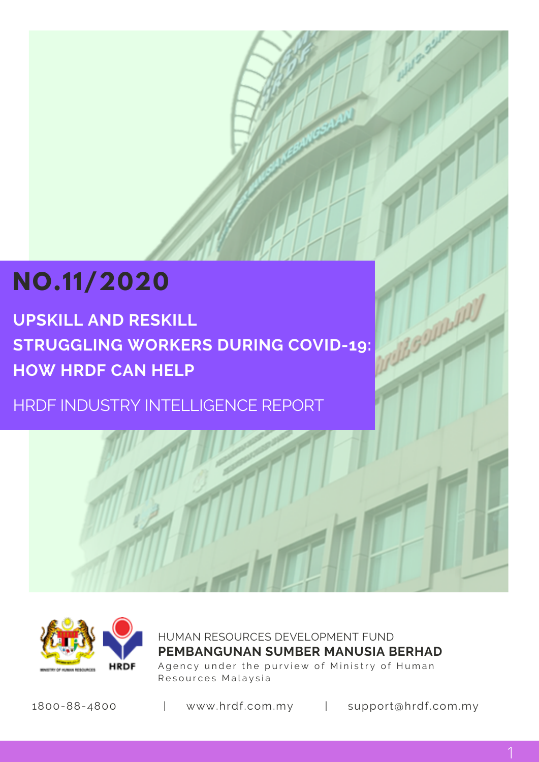# NO.11/2020

## UPSKILL AND RESKILL STRUGGLING WORKERS DURING COVID-19: HOW HRDF CAN HELP

HRDF INDUSTRY INTELLIGENCE REPORT

HUMAN RESOURCES DEVELOPMENT FUND

**PEMBANGUNAN SUMBER MANUSIA BERHAD**

Agency under the purview of Ministry of Human Resources Malaysia

1800-88-4800 | www.hrdf.com.my | support@hrdf.com.my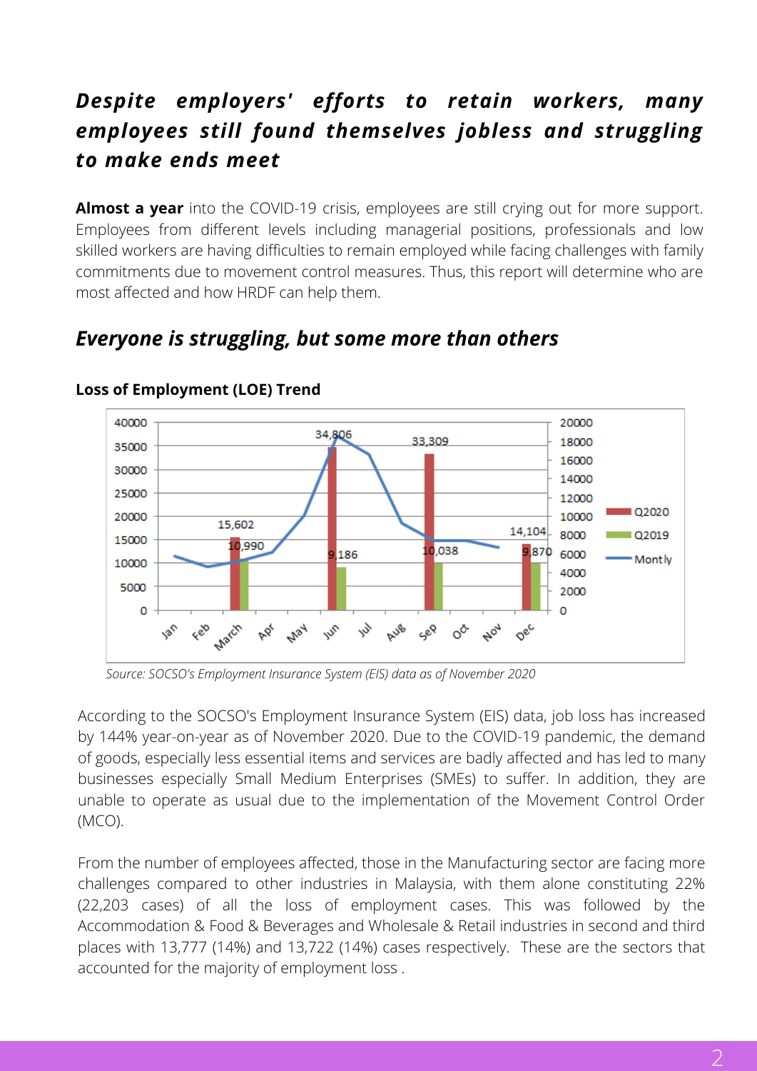## *Despite employers' efforts to retain workers, many employees still found themselves jobless and struggling to make ends meet*

**Almost a year** into the COVID-19 crisis, employees are still crying out for more support. Employees from different levels including managerial positions, professionals and low skilled workers are having difficulties to remain employed while facing challenges with family commitments due to movement control measures. Thus, this report will determine who are most affected and how HRDF can help them.

## *Everyone is struggling, but some more than others*

**Loss of Employment (LOE) Trend**

*Source: SOCSO's Employment Insurance System (EIS) data as of November 2020*

According to the SOCSO's Employment Insurance System (EIS) data, job loss has increased by 144% year-on-year as of November 2020. Due to the COVID-19 pandemic, the demand of goods, especially less essential items and services are badly affected and has led to many businesses especially Small Medium Enterprises (SMEs) to suffer. In addition, they are unable to operate as usual due to the implementation of the Movement Control Order (MCO).

From the number of employees affected, those in the Manufacturing sector are facing more challenges compared to other industries in Malaysia, with them alone constituting 22% (22,203 cases) of all the loss of employment cases. This was followed by the Accommodation & Food & Beverages and Wholesale & Retail industries in second and third places with 13,777 (14%) and 13,722 (14%) cases respectively. These are the sectors that accounted for the majority of employment loss .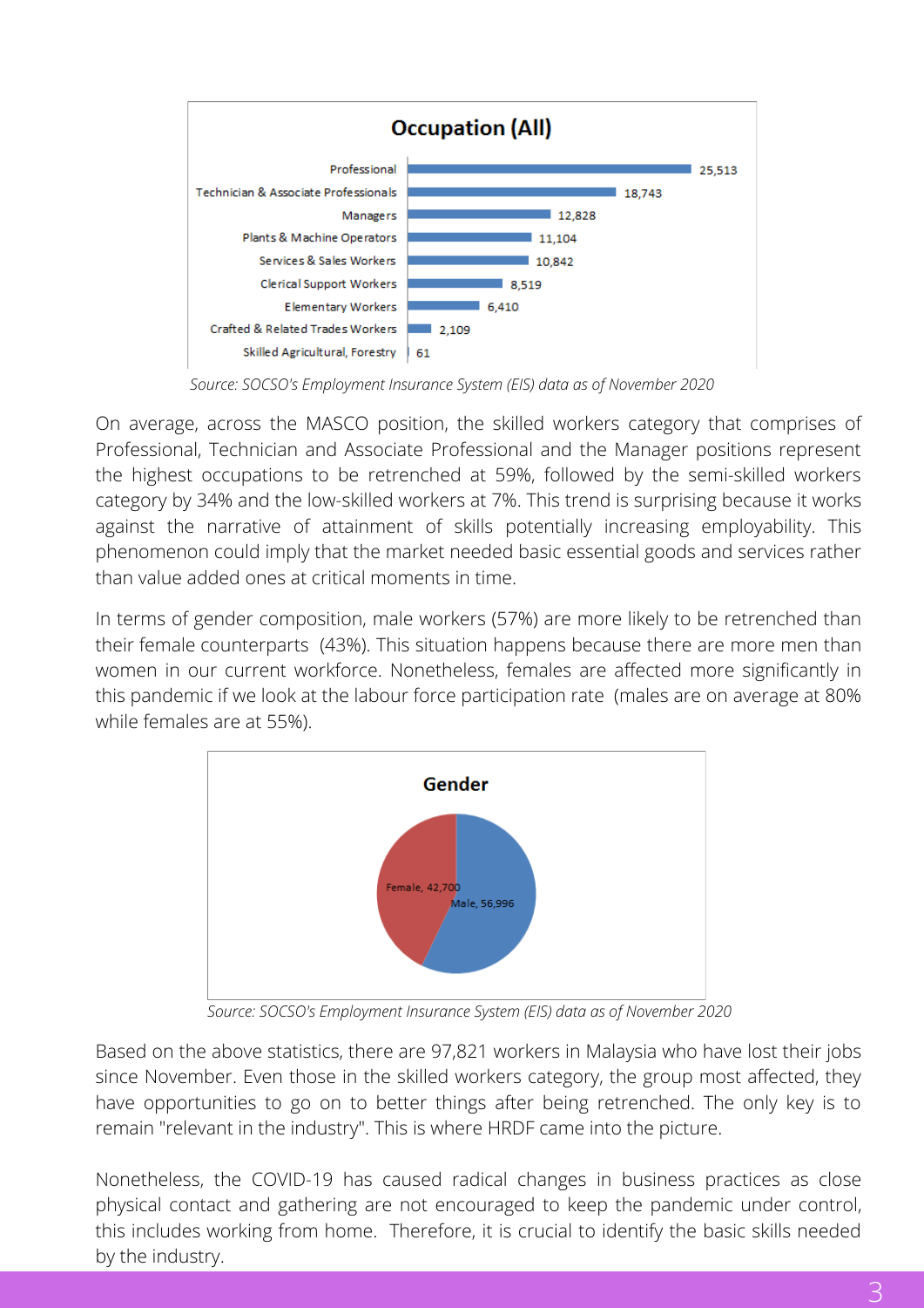**Occupation (All)**

| Occupation | Count |
|---|---|
| Professional | 25,513 |
| Technician & Associate Professionals | 18,743 |
| Managers | 12,828 |
| Plants & Machine Operators | 11,104 |
| Services & Sales Workers | 10,842 |
| Clerical Support Workers | 8,519 |
| Elementary Workers | 6,410 |
| Crafted & Related Trades Workers | 2,109 |
| Skilled Agricultural, Forestry | 61 |

*Source: SOCSO's Employment Insurance System (EIS) data as of November 2020*

On average, across the MASCO position, the skilled workers category that comprises of Professional, Technician and Associate Professional and the Manager positions represent the highest occupations to be retrenched at 59%, followed by the semi-skilled workers category by 34% and the low-skilled workers at 7%. This trend is surprising because it works against the narrative of attainment of skills potentially increasing employability. This phenomenon could imply that the market needed basic essential goods and services rather than value added ones at critical moments in time.

In terms of gender composition, male workers (57%) are more likely to be retrenched than their female counterparts (43%). This situation happens because there are more men than women in our current workforce. Nonetheless, females are affected more significantly in this pandemic if we look at the labour force participation rate (males are on average at 80% while females are at 55%).

**Gender**

| Gender | Count |
|---|---|
| Female | 42,700 |
| Male | 56,996 |

*Source: SOCSO's Employment Insurance System (EIS) data as of November 2020*

Based on the above statistics, there are 97,821 workers in Malaysia who have lost their jobs since November. Even those in the skilled workers category, the group most affected, they have opportunities to go on to better things after being retrenched. The only key is to remain "relevant in the industry". This is where HRDF came into the picture.

Nonetheless, the COVID-19 has caused radical changes in business practices as close physical contact and gathering are not encouraged to keep the pandemic under control, this includes working from home. Therefore, it is crucial to identify the basic skills needed by the industry.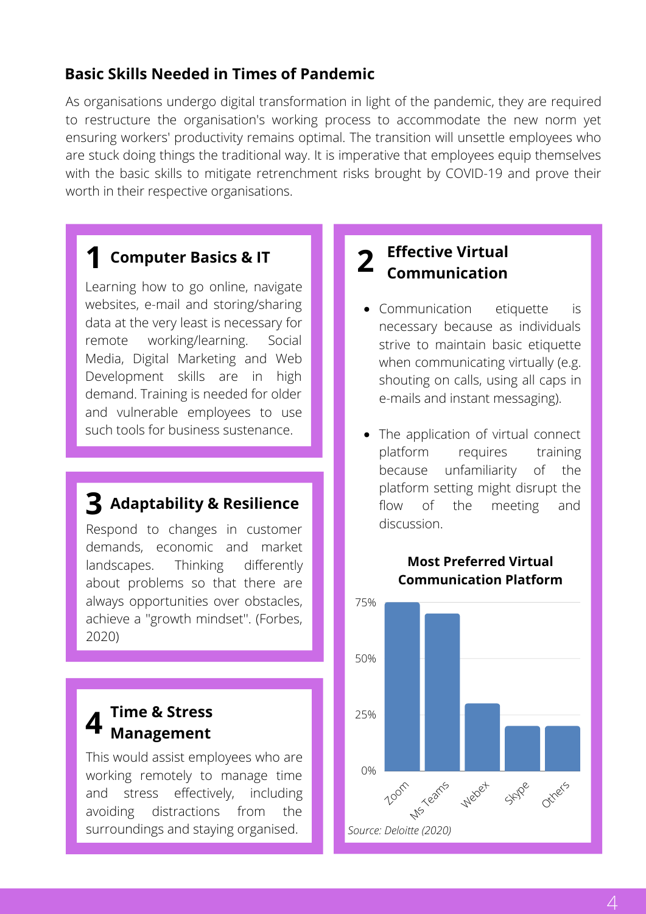## Basic Skills Needed in Times of Pandemic

As organisations undergo digital transformation in light of the pandemic, they are required to restructure the organisation's working process to accommodate the new norm yet ensuring workers' productivity remains optimal. The transition will unsettle employees who are stuck doing things the traditional way. It is imperative that employees equip themselves with the basic skills to mitigate retrenchment risks brought by COVID-19 and prove their worth in their respective organisations.

### 1 Computer Basics & IT

Learning how to go online, navigate websites, e-mail and storing/sharing data at the very least is necessary for remote working/learning. Social Media, Digital Marketing and Web Development skills are in high demand. Training is needed for older and vulnerable employees to use such tools for business sustenance.

### 2 Effective Virtual Communication

- Communication etiquette is necessary because as individuals strive to maintain basic etiquette when communicating virtually (e.g. shouting on calls, using all caps in e-mails and instant messaging).
- The application of virtual connect platform requires training because unfamiliarity of the platform setting might disrupt the flow of the meeting and discussion.

**Most Preferred Virtual Communication Platform**

| Platform | Approx. share |
|---|---|
| Zoom | 75% |
| Ms Teams | 70% |
| Webex | 30% |
| Skype | 20% |
| Others | 20% |

*Source: Deloitte (2020)*

### 3 Adaptability & Resilience

Respond to changes in customer demands, economic and market landscapes. Thinking differently about problems so that there are always opportunities over obstacles, achieve a "growth mindset". (Forbes, 2020)

### 4 Time & Stress Management

This would assist employees who are working remotely to manage time and stress effectively, including avoiding distractions from the surroundings and staying organised.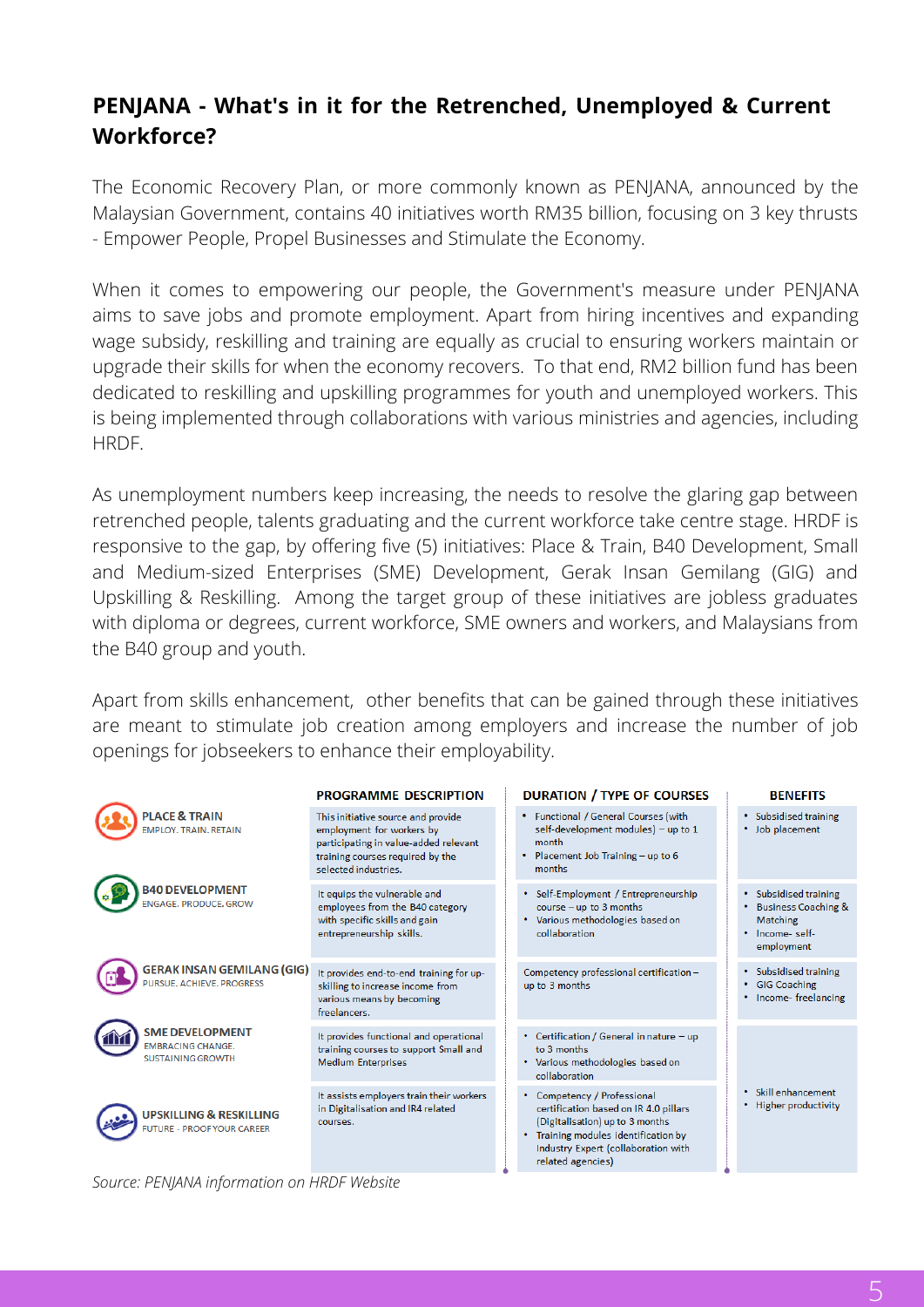## PENJANA - What's in it for the Retrenched, Unemployed & Current Workforce?

The Economic Recovery Plan, or more commonly known as PENJANA, announced by the Malaysian Government, contains 40 initiatives worth RM35 billion, focusing on 3 key thrusts - Empower People, Propel Businesses and Stimulate the Economy.

When it comes to empowering our people, the Government's measure under PENJANA aims to save jobs and promote employment. Apart from hiring incentives and expanding wage subsidy, reskilling and training are equally as crucial to ensuring workers maintain or upgrade their skills for when the economy recovers. To that end, RM2 billion fund has been dedicated to reskilling and upskilling programmes for youth and unemployed workers. This is being implemented through collaborations with various ministries and agencies, including HRDF.

As unemployment numbers keep increasing, the needs to resolve the glaring gap between retrenched people, talents graduating and the current workforce take centre stage. HRDF is responsive to the gap, by offering five (5) initiatives: Place & Train, B40 Development, Small and Medium-sized Enterprises (SME) Development, Gerak Insan Gemilang (GIG) and Upskilling & Reskilling. Among the target group of these initiatives are jobless graduates with diploma or degrees, current workforce, SME owners and workers, and Malaysians from the B40 group and youth.

Apart from skills enhancement, other benefits that can be gained through these initiatives are meant to stimulate job creation among employers and increase the number of job openings for jobseekers to enhance their employability.

| | PROGRAMME DESCRIPTION | DURATION / TYPE OF COURSES | BENEFITS |
|---|---|---|---|
| **PLACE & TRAIN**<br>EMPLOY. TRAIN. RETAIN | This initiative source and provide employment for workers by participating in value-added relevant training courses required by the selected industries. | • Functional / General Courses (with self-development modules) – up to 1 month<br>• Placement Job Training – up to 6 months | • Subsidised training<br>• Job placement |
| **B40 DEVELOPMENT**<br>ENGAGE. PRODUCE. GROW | It equips the vulnerable and employees from the B40 category with specific skills and gain entrepreneurship skills. | • Self-Employment / Entrepreneurship course – up to 3 months<br>• Various methodologies based on collaboration | • Subsidised training<br>• Business Coaching & Matching<br>• Income- self-employment |
| **GERAK INSAN GEMILANG (GIG)**<br>PURSUE. ACHIEVE. PROGRESS | It provides end-to-end training for up-skilling to increase income from various means by becoming freelancers. | Competency professional certification – up to 3 months | • Subsidised training<br>• GIG Coaching<br>• Income- freelancing |
| **SME DEVELOPMENT**<br>EMBRACING CHANGE. SUSTAINING GROWTH | It provides functional and operational training courses to support Small and Medium Enterprises | • Certification / General in nature – up to 3 months<br>• Various methodologies based on collaboration | • Skill enhancement<br>• Higher productivity |
| **UPSKILLING & RESKILLING**<br>FUTURE - PROOF YOUR CAREER | It assists employers train their workers in Digitalisation and IR4 related courses. | • Competency / Professional certification based on IR 4.0 pillars (Digitalisation) up to 3 months<br>• Training modules identification by Industry Expert (collaboration with related agencies) | |

*Source: PENJANA information on HRDF Website*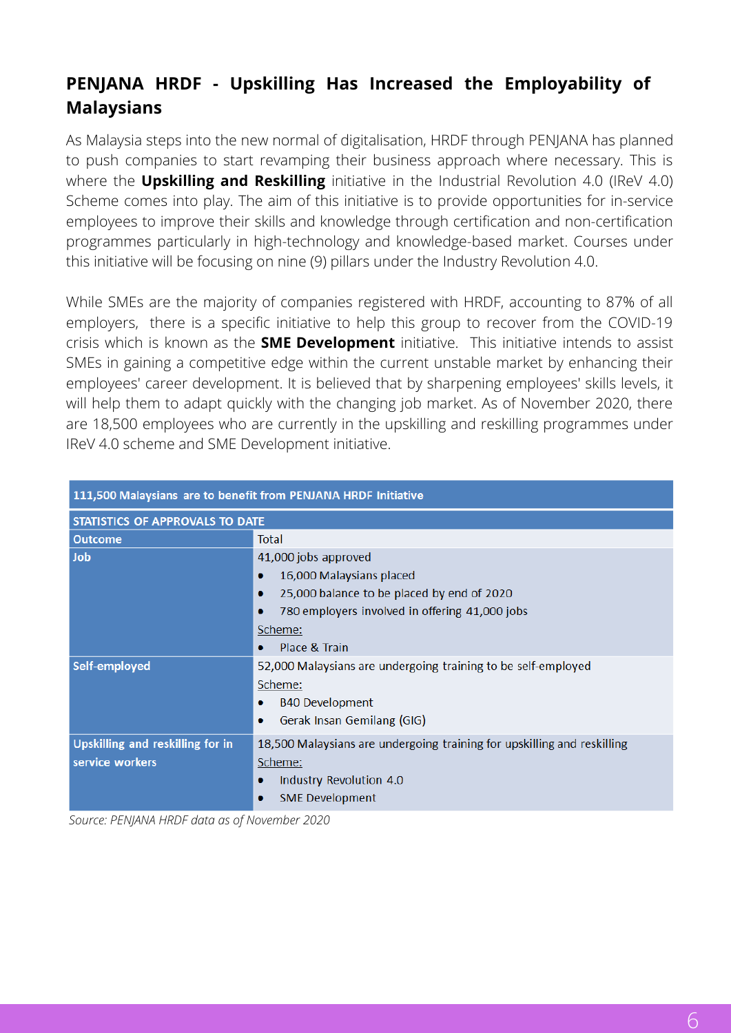## PENJANA HRDF - Upskilling Has Increased the Employability of Malaysians

As Malaysia steps into the new normal of digitalisation, HRDF through PENJANA has planned to push companies to start revamping their business approach where necessary. This is where the **Upskilling and Reskilling** initiative in the Industrial Revolution 4.0 (IReV 4.0) Scheme comes into play. The aim of this initiative is to provide opportunities for in-service employees to improve their skills and knowledge through certification and non-certification programmes particularly in high-technology and knowledge-based market. Courses under this initiative will be focusing on nine (9) pillars under the Industry Revolution 4.0.

While SMEs are the majority of companies registered with HRDF, accounting to 87% of all employers, there is a specific initiative to help this group to recover from the COVID-19 crisis which is known as the **SME Development** initiative. This initiative intends to assist SMEs in gaining a competitive edge within the current unstable market by enhancing their employees' career development. It is believed that by sharpening employees' skills levels, it will help them to adapt quickly with the changing job market. As of November 2020, there are 18,500 employees who are currently in the upskilling and reskilling programmes under IReV 4.0 scheme and SME Development initiative.

| 111,500 Malaysians are to benefit from PENJANA HRDF Initiative | |
|---|---|
| **STATISTICS OF APPROVALS TO DATE** | |
| **Outcome** | Total |
| **Job** | 41,000 jobs approved<br>• 16,000 Malaysians placed<br>• 25,000 balance to be placed by end of 2020<br>• 780 employers involved in offering 41,000 jobs<br>Scheme:<br>• Place & Train |
| **Self-employed** | 52,000 Malaysians are undergoing training to be self-employed<br>Scheme:<br>• B40 Development<br>• Gerak Insan Gemilang (GIG) |
| **Upskilling and reskilling for in service workers** | 18,500 Malaysians are undergoing training for upskilling and reskilling<br>Scheme:<br>• Industry Revolution 4.0<br>• SME Development |

*Source: PENJANA HRDF data as of November 2020*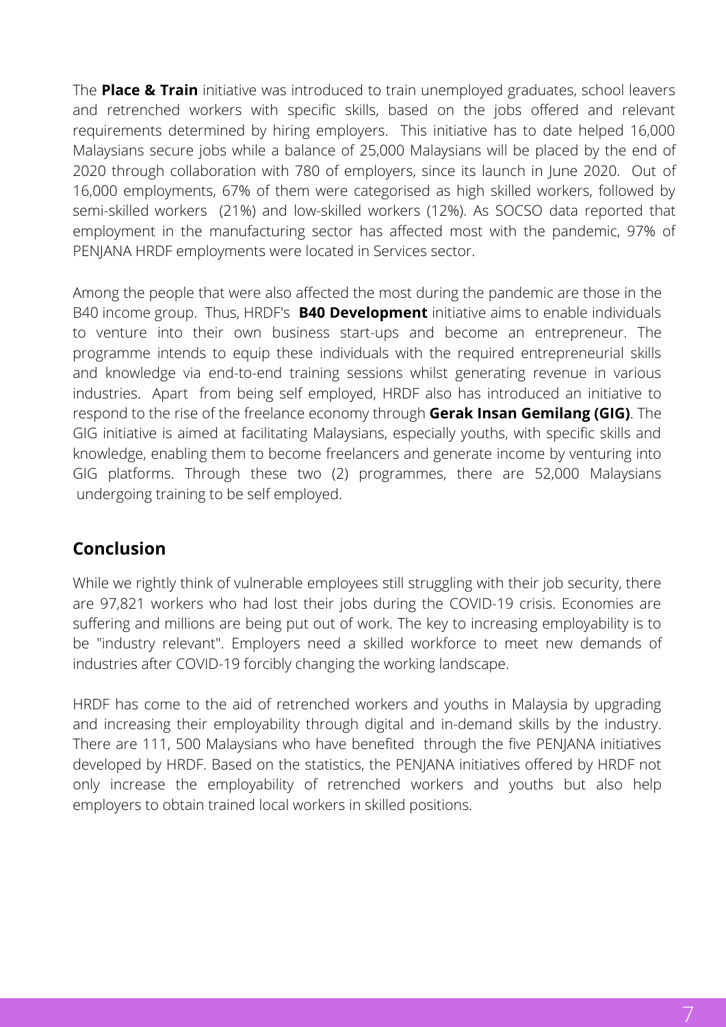The **Place & Train** initiative was introduced to train unemployed graduates, school leavers and retrenched workers with specific skills, based on the jobs offered and relevant requirements determined by hiring employers. This initiative has to date helped 16,000 Malaysians secure jobs while a balance of 25,000 Malaysians will be placed by the end of 2020 through collaboration with 780 of employers, since its launch in June 2020. Out of 16,000 employments, 67% of them were categorised as high skilled workers, followed by semi-skilled workers (21%) and low-skilled workers (12%). As SOCSO data reported that employment in the manufacturing sector has affected most with the pandemic, 97% of PENJANA HRDF employments were located in Services sector.

Among the people that were also affected the most during the pandemic are those in the B40 income group. Thus, HRDF's **B40 Development** initiative aims to enable individuals to venture into their own business start-ups and become an entrepreneur. The programme intends to equip these individuals with the required entrepreneurial skills and knowledge via end-to-end training sessions whilst generating revenue in various industries. Apart from being self employed, HRDF also has introduced an initiative to respond to the rise of the freelance economy through **Gerak Insan Gemilang (GIG)**. The GIG initiative is aimed at facilitating Malaysians, especially youths, with specific skills and knowledge, enabling them to become freelancers and generate income by venturing into GIG platforms. Through these two (2) programmes, there are 52,000 Malaysians undergoing training to be self employed.

## Conclusion

While we rightly think of vulnerable employees still struggling with their job security, there are 97,821 workers who had lost their jobs during the COVID-19 crisis. Economies are suffering and millions are being put out of work. The key to increasing employability is to be "industry relevant". Employers need a skilled workforce to meet new demands of industries after COVID-19 forcibly changing the working landscape.

HRDF has come to the aid of retrenched workers and youths in Malaysia by upgrading and increasing their employability through digital and in-demand skills by the industry. There are 111, 500 Malaysians who have benefited through the five PENJANA initiatives developed by HRDF. Based on the statistics, the PENJANA initiatives offered by HRDF not only increase the employability of retrenched workers and youths but also help employers to obtain trained local workers in skilled positions.